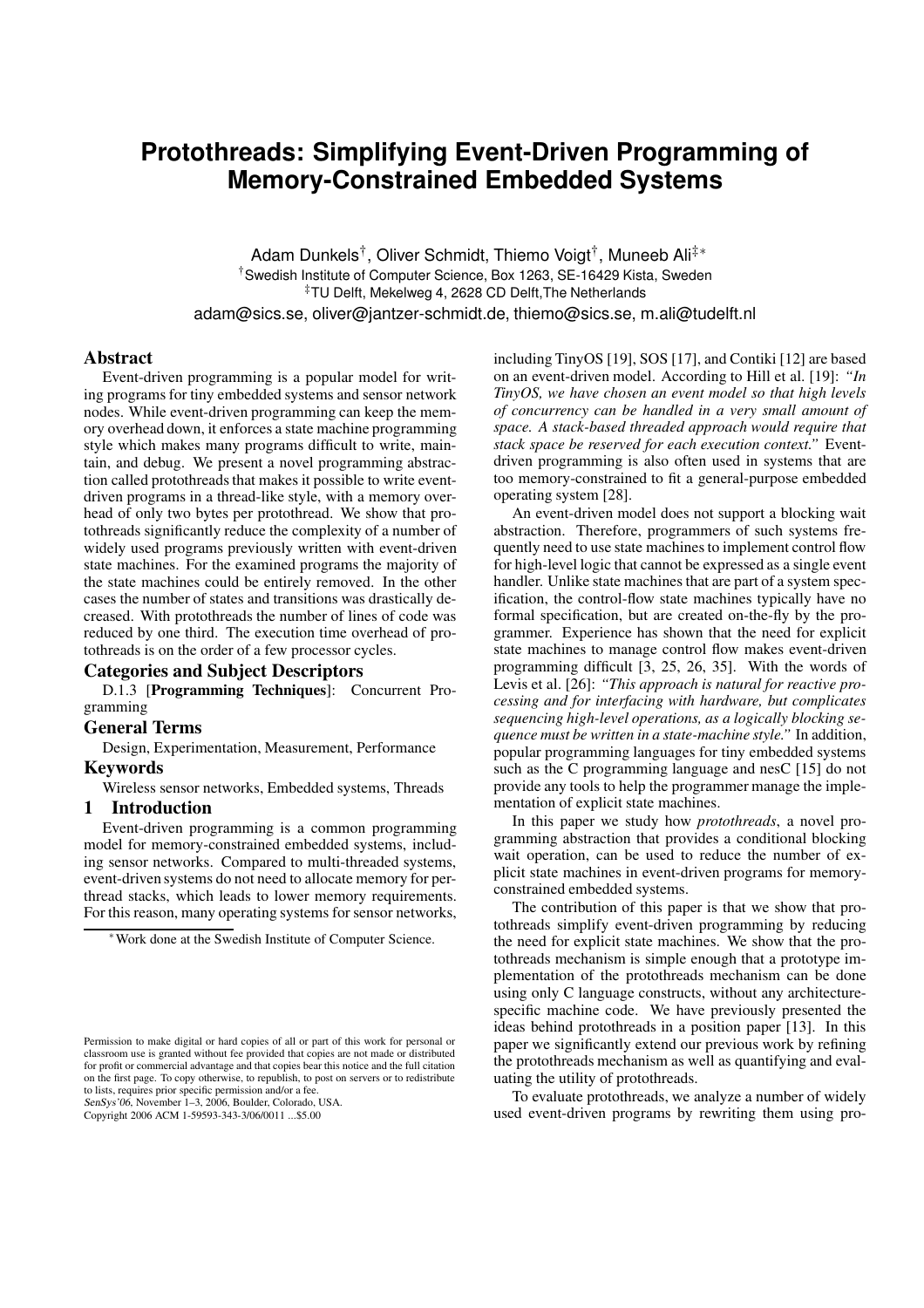# Protothreads: Simplifying Event-Driven Programming of Memory-Constrained Embedded Systems

Adam Dunkels[†], Oliver Schmidt, Thiemo Voigt[†], Muneeb Ali[‡*]

[†]Swedish Institute of Computer Science, Box 1263, SE-16429 Kista, Sweden

[‡]TU Delft, Mekelweg 4, 2628 CD Delft,The Netherlands

adam@sics.se, oliver@jantzer-schmidt.de, thiemo@sics.se, m.ali@tudelft.nl

## Abstract

Event-driven programming is a popular model for writing programs for tiny embedded systems and sensor network nodes. While event-driven programming can keep the memory overhead down, it enforces a state machine programming style which makes many programs difficult to write, maintain, and debug. We present a novel programming abstraction called protothreads that makes it possible to write event-driven programs in a thread-like style, with a memory overhead of only two bytes per protothread. We show that protothreads significantly reduce the complexity of a number of widely used programs previously written with event-driven state machines. For the examined programs the majority of the state machines could be entirely removed. In the other cases the number of states and transitions was drastically decreased. With protothreads the number of lines of code was reduced by one third. The execution time overhead of protothreads is on the order of a few processor cycles.

## Categories and Subject Descriptors

D.1.3 [**Programming Techniques**]: Concurrent Programming

## General Terms

Design, Experimentation, Measurement, Performance

## Keywords

Wireless sensor networks, Embedded systems, Threads

## 1 Introduction

Event-driven programming is a common programming model for memory-constrained embedded systems, including sensor networks. Compared to multi-threaded systems, event-driven systems do not need to allocate memory for per-thread stacks, which leads to lower memory requirements. For this reason, many operating systems for sensor networks, including TinyOS [19], SOS [17], and Contiki [12] are based on an event-driven model. According to Hill et al. [19]: *"In TinyOS, we have chosen an event model so that high levels of concurrency can be handled in a very small amount of space. A stack-based threaded approach would require that stack space be reserved for each execution context."* Event-driven programming is also often used in systems that are too memory-constrained to fit a general-purpose embedded operating system [28].

An event-driven model does not support a blocking wait abstraction. Therefore, programmers of such systems frequently need to use state machines to implement control flow for high-level logic that cannot be expressed as a single event handler. Unlike state machines that are part of a system specification, the control-flow state machines typically have no formal specification, but are created on-the-fly by the programmer. Experience has shown that the need for explicit state machines to manage control flow makes event-driven programming difficult [3, 25, 26, 35]. With the words of Levis et al. [26]: *"This approach is natural for reactive processing and for interfacing with hardware, but complicates sequencing high-level operations, as a logically blocking sequence must be written in a state-machine style."* In addition, popular programming languages for tiny embedded systems such as the C programming language and nesC [15] do not provide any tools to help the programmer manage the implementation of explicit state machines.

In this paper we study how *protothreads*, a novel programming abstraction that provides a conditional blocking wait operation, can be used to reduce the number of explicit state machines in event-driven programs for memory-constrained embedded systems.

The contribution of this paper is that we show that protothreads simplify event-driven programming by reducing the need for explicit state machines. We show that the protothreads mechanism is simple enough that a prototype implementation of the protothreads mechanism can be done using only C language constructs, without any architecture-specific machine code. We have previously presented the ideas behind protothreads in a position paper [13]. In this paper we significantly extend our previous work by refining the protothreads mechanism as well as quantifying and evaluating the utility of protothreads.

To evaluate protothreads, we analyze a number of widely used event-driven programs by rewriting them using pro-

*Work done at the Swedish Institute of Computer Science.

Permission to make digital or hard copies of all or part of this work for personal or classroom use is granted without fee provided that copies are not made or distributed for profit or commercial advantage and that copies bear this notice and the full citation on the first page. To copy otherwise, to republish, to post on servers or to redistribute to lists, requires prior specific permission and/or a fee.
SenSys'06, November 1–3, 2006, Boulder, Colorado, USA.
Copyright 2006 ACM 1-59593-343-3/06/0011 ...$5.00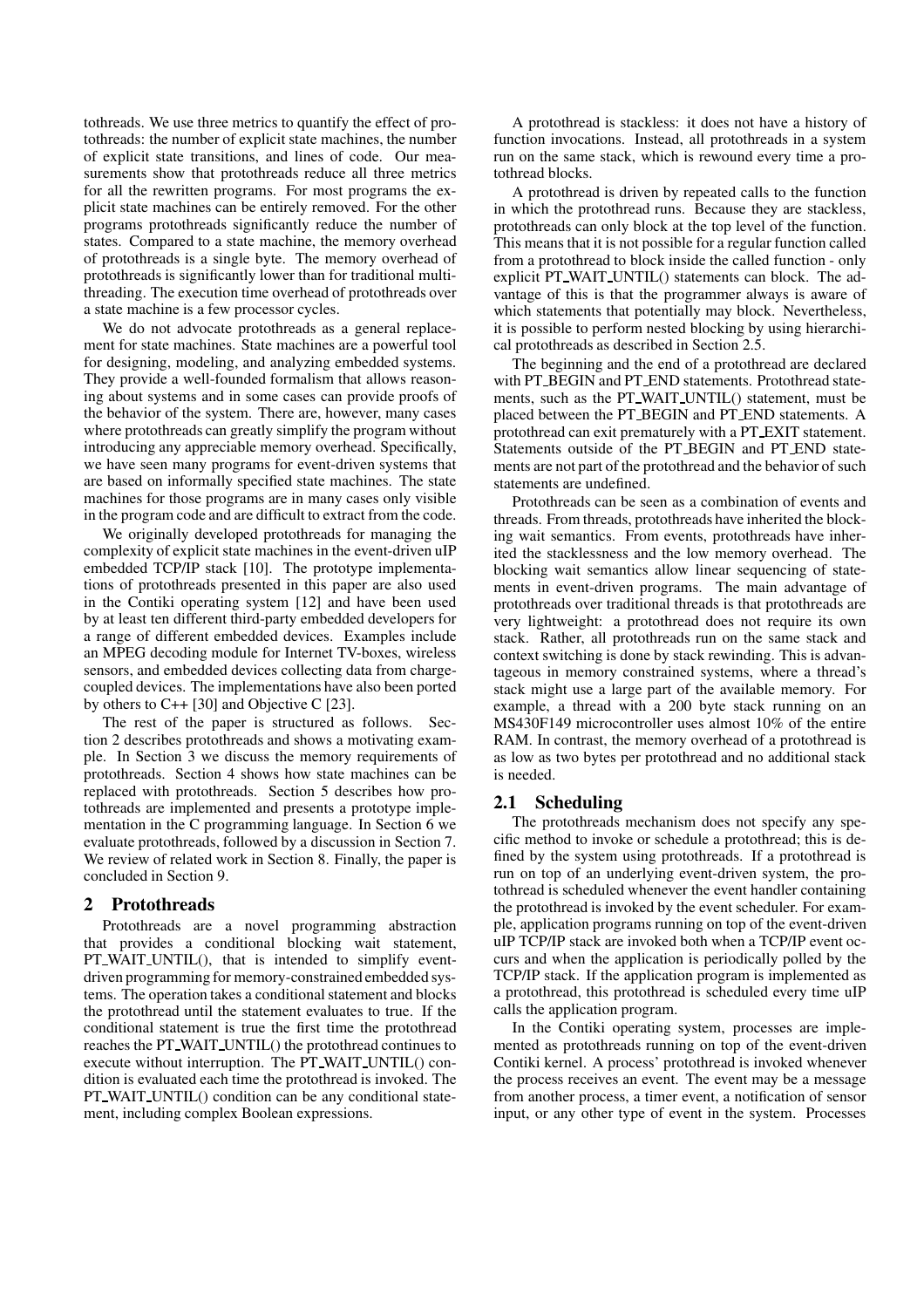tothreads. We use three metrics to quantify the effect of protothreads: the number of explicit state machines, the number of explicit state transitions, and lines of code. Our measurements show that protothreads reduce all three metrics for all the rewritten programs. For most programs the explicit state machines can be entirely removed. For the other programs protothreads significantly reduce the number of states. Compared to a state machine, the memory overhead of protothreads is a single byte. The memory overhead of protothreads is significantly lower than for traditional multithreading. The execution time overhead of protothreads over a state machine is a few processor cycles.

We do not advocate protothreads as a general replacement for state machines. State machines are a powerful tool for designing, modeling, and analyzing embedded systems. They provide a well-founded formalism that allows reasoning about systems and in some cases can provide proofs of the behavior of the system. There are, however, many cases where protothreads can greatly simplify the program without introducing any appreciable memory overhead. Specifically, we have seen many programs for event-driven systems that are based on informally specified state machines. The state machines for those programs are in many cases only visible in the program code and are difficult to extract from the code.

We originally developed protothreads for managing the complexity of explicit state machines in the event-driven uIP embedded TCP/IP stack [10]. The prototype implementations of protothreads presented in this paper are also used in the Contiki operating system [12] and have been used by at least ten different third-party embedded developers for a range of different embedded devices. Examples include an MPEG decoding module for Internet TV-boxes, wireless sensors, and embedded devices collecting data from charge-coupled devices. The implementations have also been ported by others to C++ [30] and Objective C [23].

The rest of the paper is structured as follows. Section 2 describes protothreads and shows a motivating example. In Section 3 we discuss the memory requirements of protothreads. Section 4 shows how state machines can be replaced with protothreads. Section 5 describes how protothreads are implemented and presents a prototype implementation in the C programming language. In Section 6 we evaluate protothreads, followed by a discussion in Section 7. We review of related work in Section 8. Finally, the paper is concluded in Section 9.

## 2 Protothreads

Protothreads are a novel programming abstraction that provides a conditional blocking wait statement, PT_WAIT_UNTIL(), that is intended to simplify event-driven programming for memory-constrained embedded systems. The operation takes a conditional statement and blocks the protothread until the statement evaluates to true. If the conditional statement is true the first time the protothread reaches the PT_WAIT_UNTIL() the protothread continues to execute without interruption. The PT_WAIT_UNTIL() condition is evaluated each time the protothread is invoked. The PT_WAIT_UNTIL() condition can be any conditional statement, including complex Boolean expressions.

A protothread is stackless: it does not have a history of function invocations. Instead, all protothreads in a system run on the same stack, which is rewound every time a protothread blocks.

A protothread is driven by repeated calls to the function in which the protothread runs. Because they are stackless, protothreads can only block at the top level of the function. This means that it is not possible for a regular function called from a protothread to block inside the called function - only explicit PT_WAIT_UNTIL() statements can block. The advantage of this is that the programmer always is aware of which statements that potentially may block. Nevertheless, it is possible to perform nested blocking by using hierarchical protothreads as described in Section 2.5.

The beginning and the end of a protothread are declared with PT_BEGIN and PT_END statements. Protothread statements, such as the PT_WAIT_UNTIL() statement, must be placed between the PT_BEGIN and PT_END statements. A protothread can exit prematurely with a PT_EXIT statement. Statements outside of the PT_BEGIN and PT_END statements are not part of the protothread and the behavior of such statements are undefined.

Protothreads can be seen as a combination of events and threads. From threads, protothreads have inherited the blocking wait semantics. From events, protothreads have inherited the stacklessness and the low memory overhead. The blocking wait semantics allow linear sequencing of statements in event-driven programs. The main advantage of protothreads over traditional threads is that protothreads are very lightweight: a protothread does not require its own stack. Rather, all protothreads run on the same stack and context switching is done by stack rewinding. This is advantageous in memory constrained systems, where a thread's stack might use a large part of the available memory. For example, a thread with a 200 byte stack running on an MS430F149 microcontroller uses almost 10% of the entire RAM. In contrast, the memory overhead of a protothread is as low as two bytes per protothread and no additional stack is needed.

### 2.1 Scheduling

The protothreads mechanism does not specify any specific method to invoke or schedule a protothread; this is defined by the system using protothreads. If a protothread is run on top of an underlying event-driven system, the protothread is scheduled whenever the event handler containing the protothread is invoked by the event scheduler. For example, application programs running on top of the event-driven uIP TCP/IP stack are invoked both when a TCP/IP event occurs and when the application is periodically polled by the TCP/IP stack. If the application program is implemented as a protothread, this protothread is scheduled every time uIP calls the application program.

In the Contiki operating system, processes are implemented as protothreads running on top of the event-driven Contiki kernel. A process' protothread is invoked whenever the process receives an event. The event may be a message from another process, a timer event, a notification of sensor input, or any other type of event in the system. Processes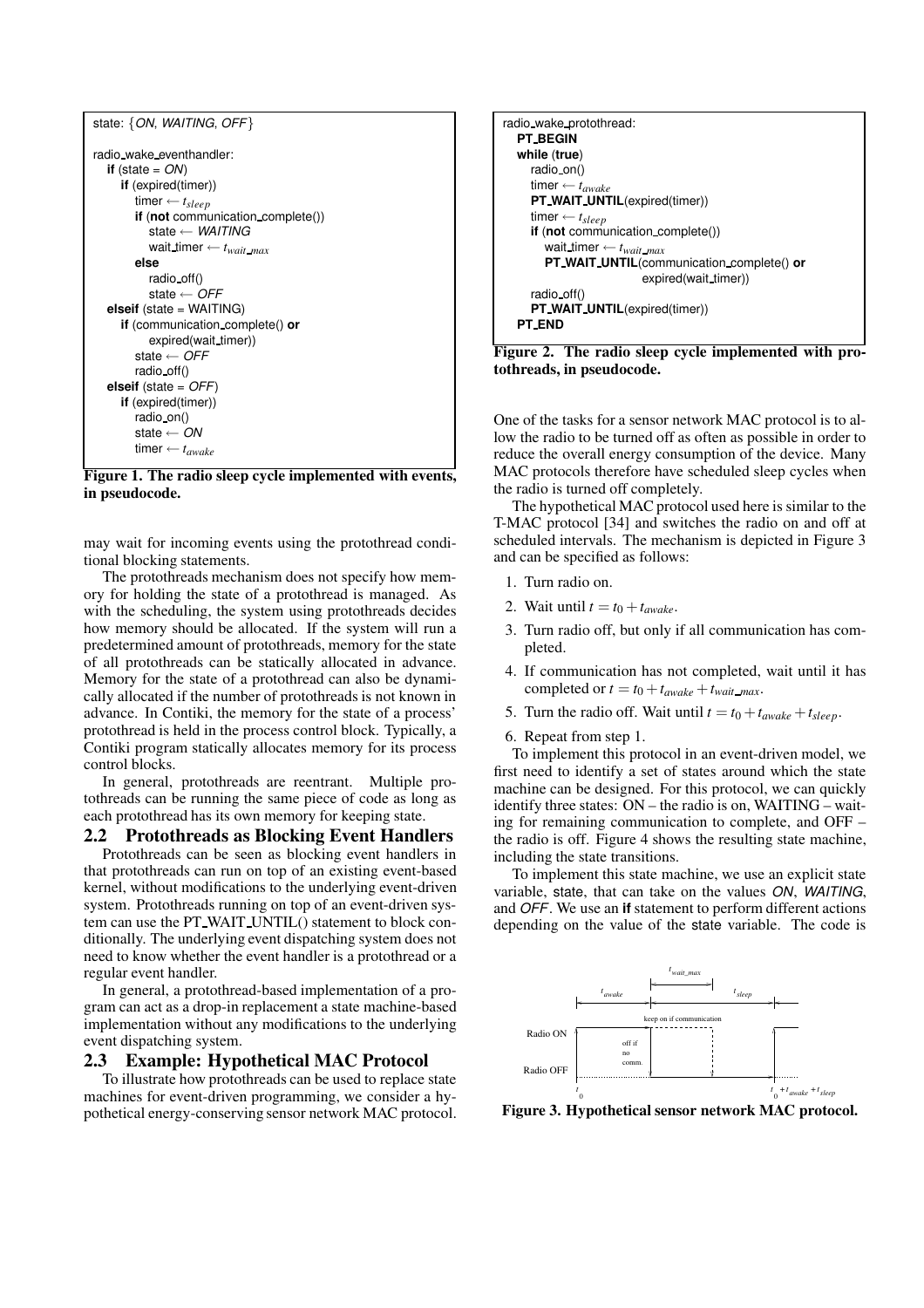```
state: {ON, WAITING, OFF}

radio_wake_eventhandler:
  if (state = ON)
    if (expired(timer))
      timer ← t_sleep
      if (not communication_complete())
        state ← WAITING
        wait_timer ← t_wait_max
      else
        radio_off()
        state ← OFF
  elseif (state = WAITING)
    if (communication_complete() or
        expired(wait_timer))
      state ← OFF
      radio_off()
  elseif (state = OFF)
    if (expired(timer))
      radio_on()
      state ← ON
      timer ← t_awake
```

**Figure 1. The radio sleep cycle implemented with events, in pseudocode.**

may wait for incoming events using the protothread conditional blocking statements.

The protothreads mechanism does not specify how memory for holding the state of a protothread is managed. As with the scheduling, the system using protothreads decides how memory should be allocated. If the system will run a predetermined amount of protothreads, memory for the state of all protothreads can be statically allocated in advance. Memory for the state of a protothread can also be dynamically allocated if the number of protothreads is not known in advance. In Contiki, the memory for the state of a process' protothread is held in the process control block. Typically, a Contiki program statically allocates memory for its process control blocks.

In general, protothreads are reentrant. Multiple protothreads can be running the same piece of code as long as each protothread has its own memory for keeping state.

## 2.2 Protothreads as Blocking Event Handlers

Protothreads can be seen as blocking event handlers in that protothreads can run on top of an existing event-based kernel, without modifications to the underlying event-driven system. Protothreads running on top of an event-driven system can use the PT_WAIT_UNTIL() statement to block conditionally. The underlying event dispatching system does not need to know whether the event handler is a protothread or a regular event handler.

In general, a protothread-based implementation of a program can act as a drop-in replacement a state machine-based implementation without any modifications to the underlying event dispatching system.

## 2.3 Example: Hypothetical MAC Protocol

To illustrate how protothreads can be used to replace state machines for event-driven programming, we consider a hypothetical energy-conserving sensor network MAC protocol.

```
radio_wake_protothread:
  PT_BEGIN
  while (true)
    radio_on()
    timer ← t_awake
    PT_WAIT_UNTIL(expired(timer))
    timer ← t_sleep
    if (not communication_complete())
      wait_timer ← t_wait_max
      PT_WAIT_UNTIL(communication_complete() or
                    expired(wait_timer))
    radio_off()
    PT_WAIT_UNTIL(expired(timer))
  PT_END
```

**Figure 2. The radio sleep cycle implemented with protothreads, in pseudocode.**

One of the tasks for a sensor network MAC protocol is to allow the radio to be turned off as often as possible in order to reduce the overall energy consumption of the device. Many MAC protocols therefore have scheduled sleep cycles when the radio is turned off completely.

The hypothetical MAC protocol used here is similar to the T-MAC protocol [34] and switches the radio on and off at scheduled intervals. The mechanism is depicted in Figure 3 and can be specified as follows:

1. Turn radio on.
2. Wait until $t = t_0 + t_{awake}$.
3. Turn radio off, but only if all communication has completed.
4. If communication has not completed, wait until it has completed or $t = t_0 + t_{awake} + t_{wait\_max}$.
5. Turn the radio off. Wait until $t = t_0 + t_{awake} + t_{sleep}$.
6. Repeat from step 1.

To implement this protocol in an event-driven model, we first need to identify a set of states around which the state machine can be designed. For this protocol, we can quickly identify three states: ON – the radio is on, WAITING – waiting for remaining communication to complete, and OFF – the radio is off. Figure 4 shows the resulting state machine, including the state transitions.

To implement this state machine, we use an explicit state variable, state, that can take on the values *ON*, *WAITING*, and *OFF*. We use an **if** statement to perform different actions depending on the value of the state variable. The code is

**Figure 3. Hypothetical sensor network MAC protocol.**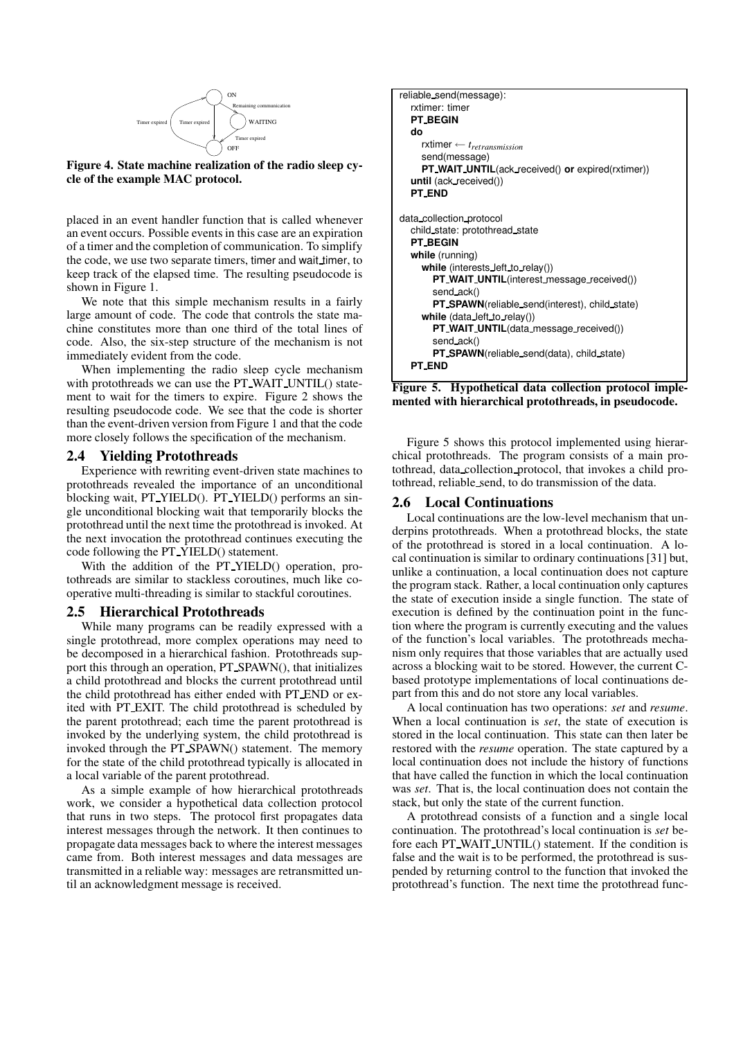Figure 4. State machine realization of the radio sleep cycle of the example MAC protocol.

placed in an event handler function that is called whenever an event occurs. Possible events in this case are an expiration of a timer and the completion of communication. To simplify the code, we use two separate timers, timer and wait_timer, to keep track of the elapsed time. The resulting pseudocode is shown in Figure 1.

We note that this simple mechanism results in a fairly large amount of code. The code that controls the state machine constitutes more than one third of the total lines of code. Also, the six-step structure of the mechanism is not immediately evident from the code.

When implementing the radio sleep cycle mechanism with protothreads we can use the PT_WAIT_UNTIL() statement to wait for the timers to expire. Figure 2 shows the resulting pseudocode code. We see that the code is shorter than the event-driven version from Figure 1 and that the code more closely follows the specification of the mechanism.

## 2.4 Yielding Protothreads

Experience with rewriting event-driven state machines to protothreads revealed the importance of an unconditional blocking wait, PT_YIELD(). PT_YIELD() performs an single unconditional blocking wait that temporarily blocks the protothread until the next time the protothread is invoked. At the next invocation the protothread continues executing the code following the PT_YIELD() statement.

With the addition of the PT_YIELD() operation, protothreads are similar to stackless coroutines, much like cooperative multi-threading is similar to stackful coroutines.

## 2.5 Hierarchical Protothreads

While many programs can be readily expressed with a single protothread, more complex operations may need to be decomposed in a hierarchical fashion. Protothreads support this through an operation, PT_SPAWN(), that initializes a child protothread and blocks the current protothread until the child protothread has either ended with PT_END or exited with PT_EXIT. The child protothread is scheduled by the parent protothread; each time the parent protothread is invoked by the underlying system, the child protothread is invoked through the PT_SPAWN() statement. The memory for the state of the child protothread typically is allocated in a local variable of the parent protothread.

As a simple example of how hierarchical protothreads work, we consider a hypothetical data collection protocol that runs in two steps. The protocol first propagates data interest messages through the network. It then continues to propagate data messages back to where the interest messages came from. Both interest messages and data messages are transmitted in a reliable way: messages are retransmitted until an acknowledgment message is received.

```
reliable_send(message):
   rxtimer: timer
   PT_BEGIN
   do
      rxtimer ← t_retransmission
      send(message)
      PT_WAIT_UNTIL(ack_received() or expired(rxtimer))
   until (ack_received())
   PT_END

data_collection_protocol
   child_state: protothread_state
   PT_BEGIN
   while (running)
      while (interests_left_to_relay())
         PT_WAIT_UNTIL(interest_message_received())
         send_ack()
         PT_SPAWN(reliable_send(interest), child_state)
      while (data_left_to_relay())
         PT_WAIT_UNTIL(data_message_received())
         send_ack()
         PT_SPAWN(reliable_send(data), child_state)
   PT_END
```

**Figure 5. Hypothetical data collection protocol implemented with hierarchical protothreads, in pseudocode.**

Figure 5 shows this protocol implemented using hierarchical protothreads. The program consists of a main protothread, data_collection_protocol, that invokes a child protothread, reliable_send, to do transmission of the data.

## 2.6 Local Continuations

Local continuations are the low-level mechanism that underpins protothreads. When a protothread blocks, the state of the protothread is stored in a local continuation. A local continuation is similar to ordinary continuations [31] but, unlike a continuation, a local continuation does not capture the program stack. Rather, a local continuation only captures the state of execution inside a single function. The state of execution is defined by the continuation point in the function where the program is currently executing and the values of the function's local variables. The protothreads mechanism only requires that those variables that are actually used across a blocking wait to be stored. However, the current C-based prototype implementations of local continuations depart from this and do not store any local variables.

A local continuation has two operations: *set* and *resume*. When a local continuation is *set*, the state of execution is stored in the local continuation. This state can then later be restored with the *resume* operation. The state captured by a local continuation does not include the history of functions that have called the function in which the local continuation was *set*. That is, the local continuation does not contain the stack, but only the state of the current function.

A protothread consists of a function and a single local continuation. The protothread's local continuation is *set* before each PT_WAIT_UNTIL() statement. If the condition is false and the wait is to be performed, the protothread is suspended by returning control to the function that invoked the protothread's function. The next time the protothread func-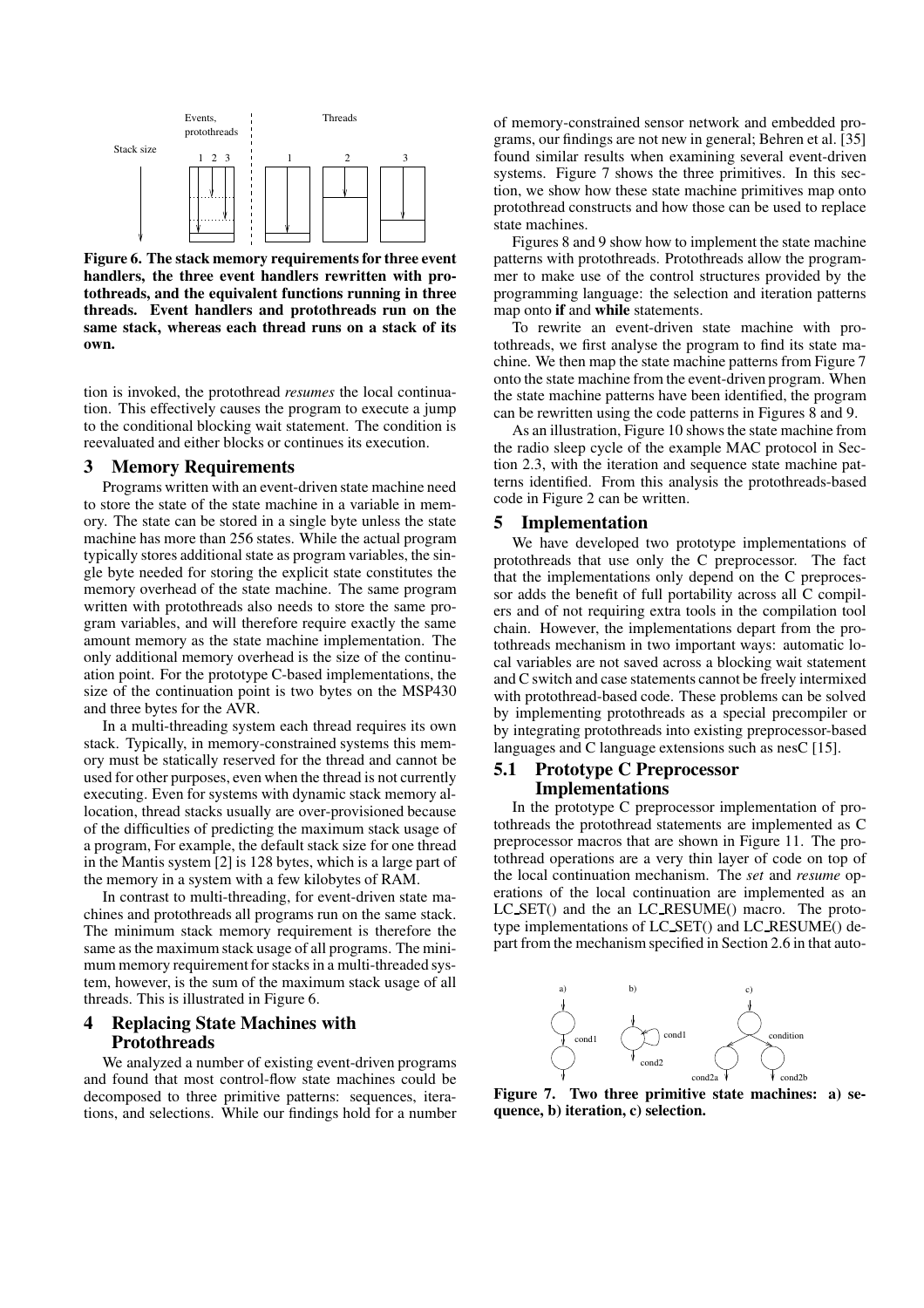Figure 6. The stack memory requirements for three event handlers, the three event handlers rewritten with protothreads, and the equivalent functions running in three threads. Event handlers and protothreads run on the same stack, whereas each thread runs on a stack of its own.

tion is invoked, the protothread *resumes* the local continuation. This effectively causes the program to execute a jump to the conditional blocking wait statement. The condition is reevaluated and either blocks or continues its execution.

## 3 Memory Requirements

Programs written with an event-driven state machine need to store the state of the state machine in a variable in memory. The state can be stored in a single byte unless the state machine has more than 256 states. While the actual program typically stores additional state as program variables, the single byte needed for storing the explicit state constitutes the memory overhead of the state machine. The same program written with protothreads also needs to store the same program variables, and will therefore require exactly the same amount memory as the state machine implementation. The only additional memory overhead is the size of the continuation point. For the prototype C-based implementations, the size of the continuation point is two bytes on the MSP430 and three bytes for the AVR.

In a multi-threading system each thread requires its own stack. Typically, in memory-constrained systems this memory must be statically reserved for the thread and cannot be used for other purposes, even when the thread is not currently executing. Even for systems with dynamic stack memory allocation, thread stacks usually are over-provisioned because of the difficulties of predicting the maximum stack usage of a program, For example, the default stack size for one thread in the Mantis system [2] is 128 bytes, which is a large part of the memory in a system with a few kilobytes of RAM.

In contrast to multi-threading, for event-driven state machines and protothreads all programs run on the same stack. The minimum stack memory requirement is therefore the same as the maximum stack usage of all programs. The minimum memory requirement for stacks in a multi-threaded system, however, is the sum of the maximum stack usage of all threads. This is illustrated in Figure 6.

## 4 Replacing State Machines with Protothreads

We analyzed a number of existing event-driven programs and found that most control-flow state machines could be decomposed to three primitive patterns: sequences, iterations, and selections. While our findings hold for a number of memory-constrained sensor network and embedded programs, our findings are not new in general; Behren et al. [35] found similar results when examining several event-driven systems. Figure 7 shows the three primitives. In this section, we show how these state machine primitives map onto protothread constructs and how those can be used to replace state machines.

Figures 8 and 9 show how to implement the state machine patterns with protothreads. Protothreads allow the programmer to make use of the control structures provided by the programming language: the selection and iteration patterns map onto **if** and **while** statements.

To rewrite an event-driven state machine with protothreads, we first analyse the program to find its state machine. We then map the state machine patterns from Figure 7 onto the state machine from the event-driven program. When the state machine patterns have been identified, the program can be rewritten using the code patterns in Figures 8 and 9.

As an illustration, Figure 10 shows the state machine from the radio sleep cycle of the example MAC protocol in Section 2.3, with the iteration and sequence state machine patterns identified. From this analysis the protothreads-based code in Figure 2 can be written.

## 5 Implementation

We have developed two prototype implementations of protothreads that use only the C preprocessor. The fact that the implementations only depend on the C preprocessor adds the benefit of full portability across all C compilers and of not requiring extra tools in the compilation tool chain. However, the implementations depart from the protothreads mechanism in two important ways: automatic local variables are not saved across a blocking wait statement and C switch and case statements cannot be freely intermixed with protothread-based code. These problems can be solved by implementing protothreads as a special precompiler or by integrating protothreads into existing preprocessor-based languages and C language extensions such as nesC [15].

### 5.1 Prototype C Preprocessor Implementations

In the prototype C preprocessor implementation of protothreads the protothread statements are implemented as C preprocessor macros that are shown in Figure 11. The protothread operations are a very thin layer of code on top of the local continuation mechanism. The *set* and *resume* operations of the local continuation are implemented as an LC_SET() and the an LC_RESUME() macro. The prototype implementations of LC_SET() and LC_RESUME() depart from the mechanism specified in Section 2.6 in that auto-

Figure 7. Two three primitive state machines: a) sequence, b) iteration, c) selection.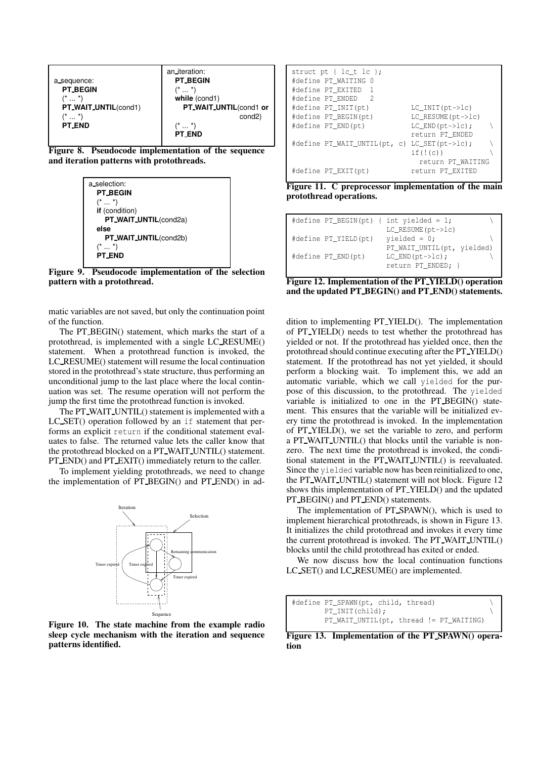```
a_sequence:
  PT_BEGIN
  (* ... *)
  PT_WAIT_UNTIL(cond1)
  (* ... *)
  PT_END
```

```
an_iteration:
  PT_BEGIN
  (* ... *)
  while (cond1)
    PT_WAIT_UNTIL(cond1 or
                  cond2)
  (* ... *)
  PT_END
```

**Figure 8. Pseudocode implementation of the sequence and iteration patterns with protothreads.**

```
a_selection:
  PT_BEGIN
  (* ... *)
  if (condition)
    PT_WAIT_UNTIL(cond2a)
  else
    PT_WAIT_UNTIL(cond2b)
  (* ... *)
  PT_END
```

**Figure 9. Pseudocode implementation of the selection pattern with a protothread.**

matic variables are not saved, but only the continuation point of the function.

The PT_BEGIN() statement, which marks the start of a protothread, is implemented with a single LC_RESUME() statement. When a protothread function is invoked, the LC_RESUME() statement will resume the local continuation stored in the protothread's state structure, thus performing an unconditional jump to the last place where the local continuation was set. The resume operation will not perform the jump the first time the protothread function is invoked.

The PT_WAIT_UNTIL() statement is implemented with a LC_SET() operation followed by an `if` statement that performs an explicit `return` if the conditional statement evaluates to false. The returned value lets the caller know that the protothread blocked on a PT_WAIT_UNTIL() statement. PT_END() and PT_EXIT() immediately return to the caller.

To implement yielding protothreads, we need to change the implementation of PT_BEGIN() and PT_END() in addition to implementing PT_YIELD(). The implementation of PT_YIELD() needs to test whether the protothread has yielded or not. If the protothread has yielded once, then the protothread should continue executing after the PT_YIELD() statement. If the protothread has not yet yielded, it should perform a blocking wait. To implement this, we add an automatic variable, which we call `yielded` for the purpose of this discussion, to the protothread. The `yielded` variable is initialized to one in the PT_BEGIN() statement. This ensures that the variable will be initialized every time the protothread is invoked. In the implementation of PT_YIELD(), we set the variable to zero, and perform a PT_WAIT_UNTIL() that blocks until the variable is nonzero. The next time the protothread is invoked, the conditional statement in the PT_WAIT_UNTIL() is reevaluated. Since the `yielded` variable now has been reinitialized to one, the PT_WAIT_UNTIL() statement will not block. Figure 12 shows this implementation of PT_YIELD() and the updated PT_BEGIN() and PT_END() statements.

Iteration, Selection, Remaining communication, Timer expired, Timer expired, Timer expired, Sequence

**Figure 10. The state machine from the example radio sleep cycle mechanism with the iteration and sequence patterns identified.**

```
struct pt { lc_t lc };
#define PT_WAITING 0
#define PT_EXITED  1
#define PT_ENDED   2
#define PT_INIT(pt)          LC_INIT(pt->lc)
#define PT_BEGIN(pt)         LC_RESUME(pt->lc)
#define PT_END(pt)           LC_END(pt->lc);      \
                             return PT_ENDED
#define PT_WAIT_UNTIL(pt, c) LC_SET(pt->lc);      \
                             if(!(c))             \
                               return PT_WAITING
#define PT_EXIT(pt)          return PT_EXITED
```

**Figure 11. C preprocessor implementation of the main protothread operations.**

```
#define PT_BEGIN(pt) { int yielded = 1;          \
                       LC_RESUME(pt->lc)
#define PT_YIELD(pt)   yielded = 0;              \
                       PT_WAIT_UNTIL(pt, yielded)
#define PT_END(pt)     LC_END(pt->lc);           \
                       return PT_ENDED; }
```

**Figure 12. Implementation of the PT_YIELD() operation and the updated PT_BEGIN() and PT_END() statements.**

The implementation of PT_SPAWN(), which is used to implement hierarchical protothreads, is shown in Figure 13. It initializes the child protothread and invokes it every time the current protothread is invoked. The PT_WAIT_UNTIL() blocks until the child protothread has exited or ended.

We now discuss how the local continuation functions LC_SET() and LC_RESUME() are implemented.

```
#define PT_SPAWN(pt, child, thread)                \
        PT_INIT(child);                            \
        PT_WAIT_UNTIL(pt, thread != PT_WAITING)
```

**Figure 13. Implementation of the PT_SPAWN() operation**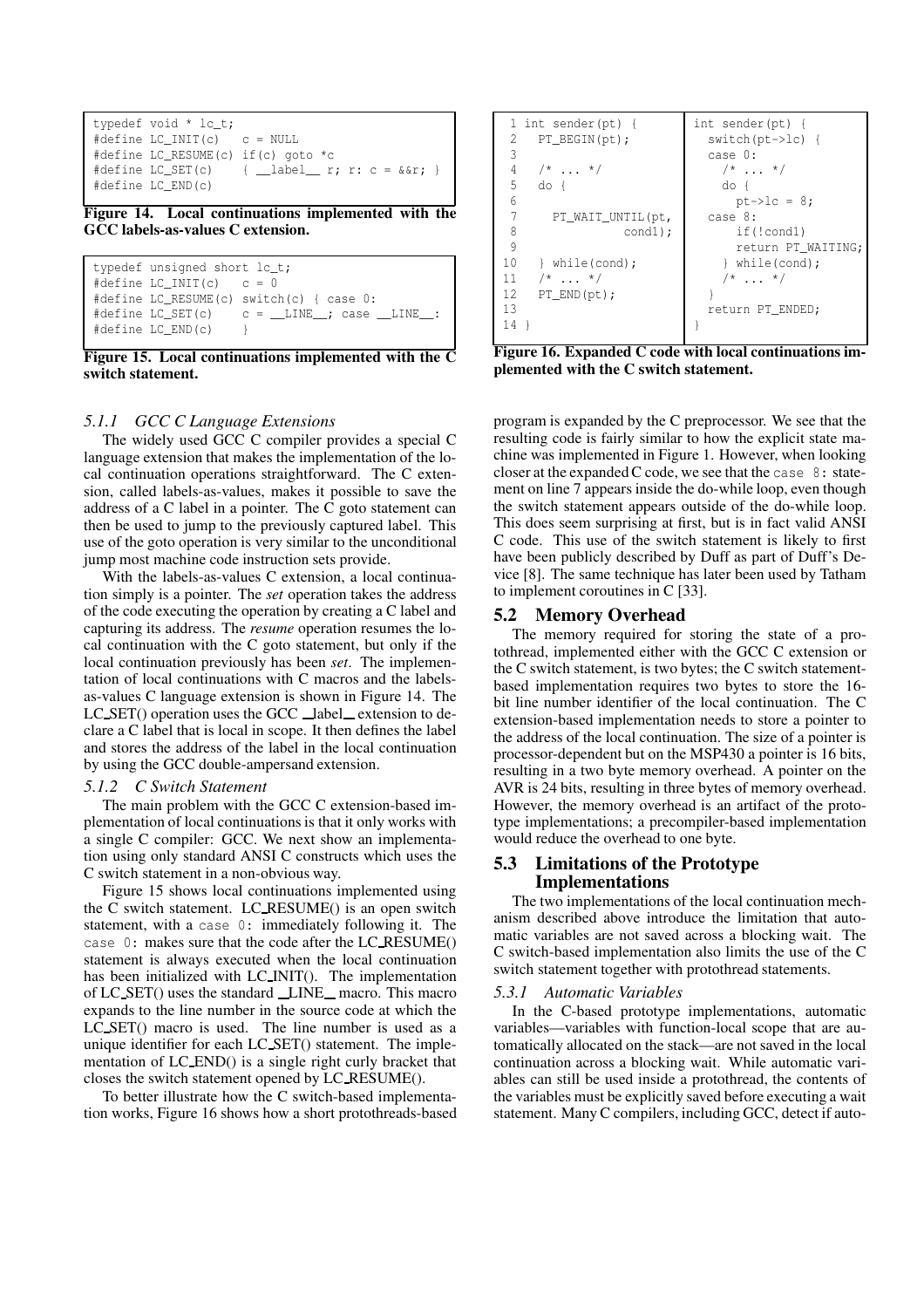```
typedef void * lc_t;
#define LC_INIT(c)   c = NULL
#define LC_RESUME(c) if(c) goto *c
#define LC_SET(c)    { __label__ r; r: c = &&r; }
#define LC_END(c)
```

**Figure 14. Local continuations implemented with the GCC labels-as-values C extension.**

```
typedef unsigned short lc_t;
#define LC_INIT(c)   c = 0
#define LC_RESUME(c) switch(c) { case 0:
#define LC_SET(c)    c = __LINE__; case __LINE__:
#define LC_END(c)    }
```

**Figure 15. Local continuations implemented with the C switch statement.**

#### 5.1.1 GCC C Language Extensions

The widely used GCC C compiler provides a special C language extension that makes the implementation of the local continuation operations straightforward. The C extension, called labels-as-values, makes it possible to save the address of a C label in a pointer. The C goto statement can then be used to jump to the previously captured label. This use of the goto operation is very similar to the unconditional jump most machine code instruction sets provide.

With the labels-as-values C extension, a local continuation simply is a pointer. The *set* operation takes the address of the code executing the operation by creating a C label and capturing its address. The *resume* operation resumes the local continuation with the C goto statement, but only if the local continuation previously has been *set*. The implementation of local continuations with C macros and the labels-as-values C language extension is shown in Figure 14. The LC_SET() operation uses the GCC __label__ extension to declare a C label that is local in scope. It then defines the label and stores the address of the label in the local continuation by using the GCC double-ampersand extension.

#### 5.1.2 C Switch Statement

The main problem with the GCC C extension-based implementation of local continuations is that it only works with a single C compiler: GCC. We next show an implementation using only standard ANSI C constructs which uses the C switch statement in a non-obvious way.

Figure 15 shows local continuations implemented using the C switch statement. LC_RESUME() is an open switch statement, with a `case 0:` immediately following it. The `case 0:` makes sure that the code after the LC_RESUME() statement is always executed when the local continuation has been initialized with LC_INIT(). The implementation of LC_SET() uses the standard __LINE__ macro. This macro expands to the line number in the source code at which the LC_SET() macro is used. The line number is used as a unique identifier for each LC_SET() statement. The implementation of LC_END() is a single right curly bracket that closes the switch statement opened by LC_RESUME().

To better illustrate how the C switch-based implementation works, Figure 16 shows how a short protothreads-based

```
 1 int sender(pt) {           | int sender(pt) {
 2   PT_BEGIN(pt);            |   switch(pt->lc) {
 3                            |   case 0:
 4   /* ... */                |     /* ... */
 5   do {                     |     do {
 6                            |       pt->lc = 8;
 7     PT_WAIT_UNTIL(pt,      |   case 8:
 8                  cond1);   |       if(!cond1)
 9                            |         return PT_WAITING;
10   } while(cond);           |     } while(cond);
11   /* ... */                |     /* ... */
12   PT_END(pt);              |   }
13                            |   return PT_ENDED;
14 }                          | }
```

**Figure 16. Expanded C code with local continuations implemented with the C switch statement.**

program is expanded by the C preprocessor. We see that the resulting code is fairly similar to how the explicit state machine was implemented in Figure 1. However, when looking closer at the expanded C code, we see that the `case 8:` statement on line 7 appears inside the do-while loop, even though the switch statement appears outside of the do-while loop. This does seem surprising at first, but is in fact valid ANSI C code. This use of the switch statement is likely to first have been publicly described by Duff as part of Duff's Device [8]. The same technique has later been used by Tatham to implement coroutines in C [33].

## 5.2 Memory Overhead

The memory required for storing the state of a protothread, implemented either with the GCC C extension or the C switch statement, is two bytes; the C switch statement-based implementation requires two bytes to store the 16-bit line number identifier of the local continuation. The C extension-based implementation needs to store a pointer to the address of the local continuation. The size of a pointer is processor-dependent but on the MSP430 a pointer is 16 bits, resulting in a two byte memory overhead. A pointer on the AVR is 24 bits, resulting in three bytes of memory overhead. However, the memory overhead is an artifact of the prototype implementations; a precompiler-based implementation would reduce the overhead to one byte.

## 5.3 Limitations of the Prototype Implementations

The two implementations of the local continuation mechanism described above introduce the limitation that automatic variables are not saved across a blocking wait. The C switch-based implementation also limits the use of the C switch statement together with protothread statements.

#### 5.3.1 Automatic Variables

In the C-based prototype implementations, automatic variables—variables with function-local scope that are automatically allocated on the stack—are not saved in the local continuation across a blocking wait. While automatic variables can still be used inside a protothread, the contents of the variables must be explicitly saved before executing a wait statement. Many C compilers, including GCC, detect if auto-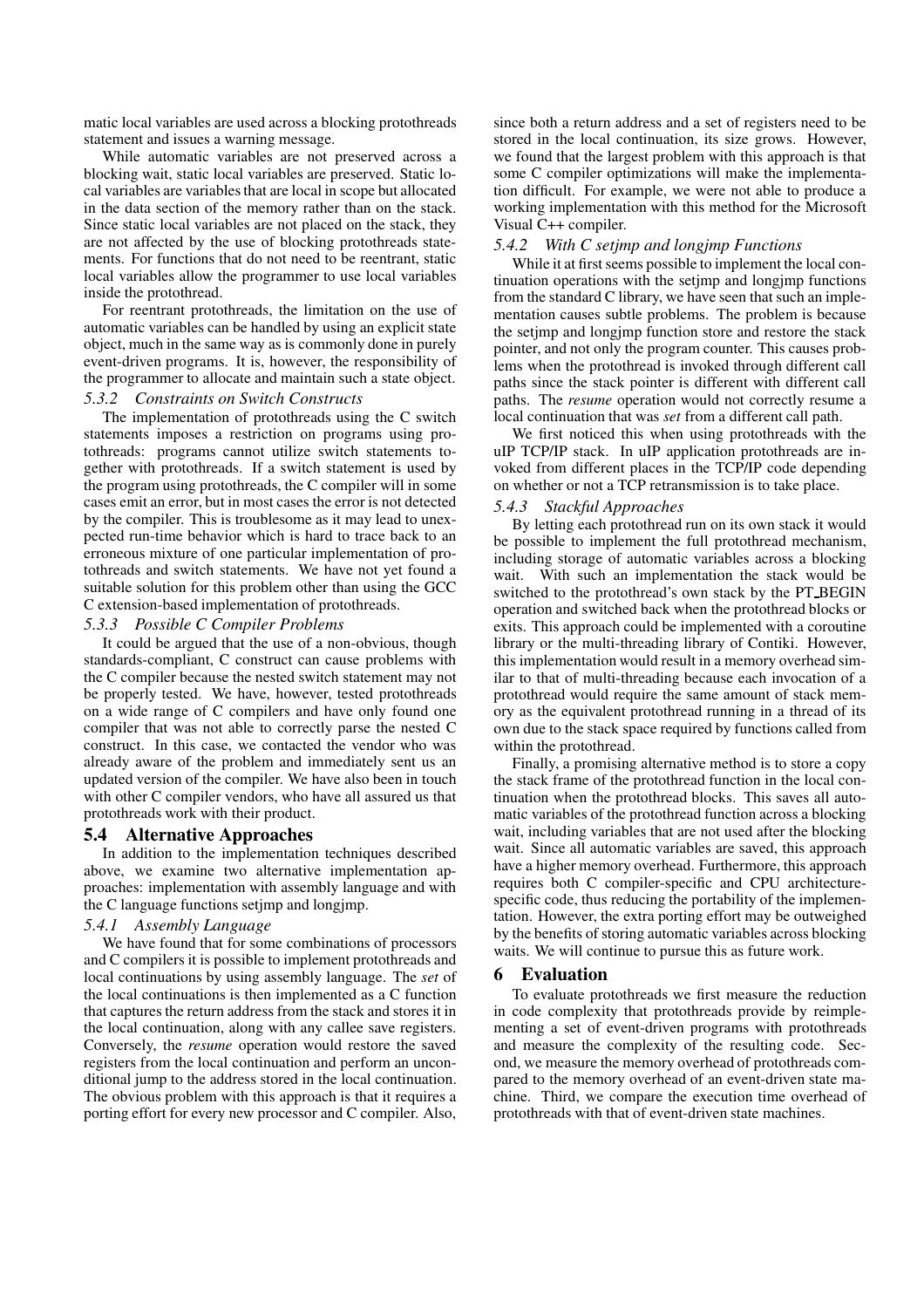matic local variables are used across a blocking protothreads statement and issues a warning message.

While automatic variables are not preserved across a blocking wait, static local variables are preserved. Static local variables are variables that are local in scope but allocated in the data section of the memory rather than on the stack. Since static local variables are not placed on the stack, they are not affected by the use of blocking protothreads statements. For functions that do not need to be reentrant, static local variables allow the programmer to use local variables inside the protothread.

For reentrant protothreads, the limitation on the use of automatic variables can be handled by using an explicit state object, much in the same way as is commonly done in purely event-driven programs. It is, however, the responsibility of the programmer to allocate and maintain such a state object.

#### 5.3.2 Constraints on Switch Constructs

The implementation of protothreads using the C switch statements imposes a restriction on programs using protothreads: programs cannot utilize switch statements together with protothreads. If a switch statement is used by the program using protothreads, the C compiler will in some cases emit an error, but in most cases the error is not detected by the compiler. This is troublesome as it may lead to unexpected run-time behavior which is hard to trace back to an erroneous mixture of one particular implementation of protothreads and switch statements. We have not yet found a suitable solution for this problem other than using the GCC C extension-based implementation of protothreads.

#### 5.3.3 Possible C Compiler Problems

It could be argued that the use of a non-obvious, though standards-compliant, C construct can cause problems with the C compiler because the nested switch statement may not be properly tested. We have, however, tested protothreads on a wide range of C compilers and have only found one compiler that was not able to correctly parse the nested C construct. In this case, we contacted the vendor who was already aware of the problem and immediately sent us an updated version of the compiler. We have also been in touch with other C compiler vendors, who have all assured us that protothreads work with their product.

### 5.4 Alternative Approaches

In addition to the implementation techniques described above, we examine two alternative implementation approaches: implementation with assembly language and with the C language functions setjmp and longjmp.

#### 5.4.1 Assembly Language

We have found that for some combinations of processors and C compilers it is possible to implement protothreads and local continuations by using assembly language. The *set* of the local continuations is then implemented as a C function that captures the return address from the stack and stores it in the local continuation, along with any callee save registers. Conversely, the *resume* operation would restore the saved registers from the local continuation and perform an unconditional jump to the address stored in the local continuation. The obvious problem with this approach is that it requires a porting effort for every new processor and C compiler. Also, since both a return address and a set of registers need to be stored in the local continuation, its size grows. However, we found that the largest problem with this approach is that some C compiler optimizations will make the implementation difficult. For example, we were not able to produce a working implementation with this method for the Microsoft Visual C++ compiler.

#### 5.4.2 With C setjmp and longjmp Functions

While it at first seems possible to implement the local continuation operations with the setjmp and longjmp functions from the standard C library, we have seen that such an implementation causes subtle problems. The problem is because the setjmp and longjmp function store and restore the stack pointer, and not only the program counter. This causes problems when the protothread is invoked through different call paths since the stack pointer is different with different call paths. The *resume* operation would not correctly resume a local continuation that was *set* from a different call path.

We first noticed this when using protothreads with the uIP TCP/IP stack. In uIP application protothreads are invoked from different places in the TCP/IP code depending on whether or not a TCP retransmission is to take place.

#### 5.4.3 Stackful Approaches

By letting each protothread run on its own stack it would be possible to implement the full protothread mechanism, including storage of automatic variables across a blocking wait. With such an implementation the stack would be switched to the protothread's own stack by the PT_BEGIN operation and switched back when the protothread blocks or exits. This approach could be implemented with a coroutine library or the multi-threading library of Contiki. However, this implementation would result in a memory overhead similar to that of multi-threading because each invocation of a protothread would require the same amount of stack memory as the equivalent protothread running in a thread of its own due to the stack space required by functions called from within the protothread.

Finally, a promising alternative method is to store a copy the stack frame of the protothread function in the local continuation when the protothread blocks. This saves all automatic variables of the protothread function across a blocking wait, including variables that are not used after the blocking wait. Since all automatic variables are saved, this approach have a higher memory overhead. Furthermore, this approach requires both C compiler-specific and CPU architecture-specific code, thus reducing the portability of the implementation. However, the extra porting effort may be outweighed by the benefits of storing automatic variables across blocking waits. We will continue to pursue this as future work.

## 6 Evaluation

To evaluate protothreads we first measure the reduction in code complexity that protothreads provide by reimplementing a set of event-driven programs with protothreads and measure the complexity of the resulting code. Second, we measure the memory overhead of protothreads compared to the memory overhead of an event-driven state machine. Third, we compare the execution time overhead of protothreads with that of event-driven state machines.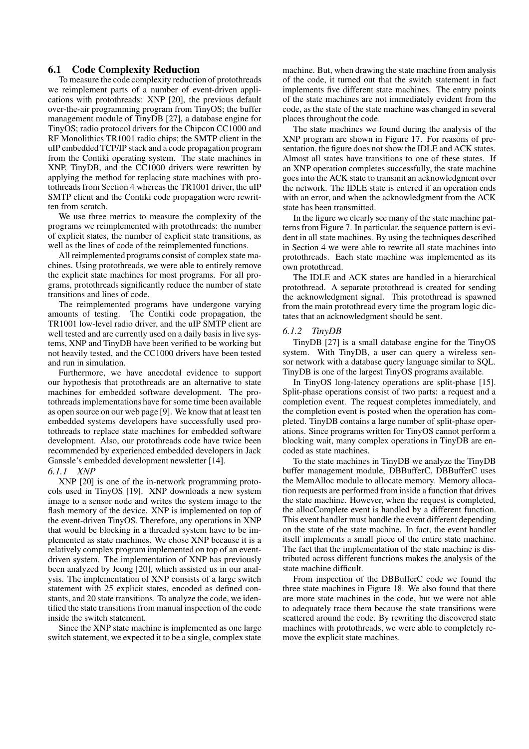### 6.1 Code Complexity Reduction

To measure the code complexity reduction of protothreads we reimplement parts of a number of event-driven applications with protothreads: XNP [20], the previous default over-the-air programming program from TinyOS; the buffer management module of TinyDB [27], a database engine for TinyOS; radio protocol drivers for the Chipcon CC1000 and RF Monolithics TR1001 radio chips; the SMTP client in the uIP embedded TCP/IP stack and a code propagation program from the Contiki operating system. The state machines in XNP, TinyDB, and the CC1000 drivers were rewritten by applying the method for replacing state machines with protothreads from Section 4 whereas the TR1001 driver, the uIP SMTP client and the Contiki code propagation were rewritten from scratch.

We use three metrics to measure the complexity of the programs we reimplemented with protothreads: the number of explicit states, the number of explicit state transitions, as well as the lines of code of the reimplemented functions.

All reimplemented programs consist of complex state machines. Using protothreads, we were able to entirely remove the explicit state machines for most programs. For all programs, protothreads significantly reduce the number of state transitions and lines of code.

The reimplemented programs have undergone varying amounts of testing. The Contiki code propagation, the TR1001 low-level radio driver, and the uIP SMTP client are well tested and are currently used on a daily basis in live systems, XNP and TinyDB have been verified to be working but not heavily tested, and the CC1000 drivers have been tested and run in simulation.

Furthermore, we have anecdotal evidence to support our hypothesis that protothreads are an alternative to state machines for embedded software development. The protothreads implementations have for some time been available as open source on our web page [9]. We know that at least ten embedded systems developers have successfully used protothreads to replace state machines for embedded software development. Also, our protothreads code have twice been recommended by experienced embedded developers in Jack Ganssle's embedded development newsletter [14].

#### 6.1.1 XNP

XNP [20] is one of the in-network programming protocols used in TinyOS [19]. XNP downloads a new system image to a sensor node and writes the system image to the flash memory of the device. XNP is implemented on top of the event-driven TinyOS. Therefore, any operations in XNP that would be blocking in a threaded system have to be implemented as state machines. We chose XNP because it is a relatively complex program implemented on top of an event-driven system. The implementation of XNP has previously been analyzed by Jeong [20], which assisted us in our analysis. The implementation of XNP consists of a large switch statement with 25 explicit states, encoded as defined constants, and 20 state transitions. To analyze the code, we identified the state transitions from manual inspection of the code inside the switch statement.

Since the XNP state machine is implemented as one large switch statement, we expected it to be a single, complex state machine. But, when drawing the state machine from analysis of the code, it turned out that the switch statement in fact implements five different state machines. The entry points of the state machines are not immediately evident from the code, as the state of the state machine was changed in several places throughout the code.

The state machines we found during the analysis of the XNP program are shown in Figure 17. For reasons of presentation, the figure does not show the IDLE and ACK states. Almost all states have transitions to one of these states. If an XNP operation completes successfully, the state machine goes into the ACK state to transmit an acknowledgment over the network. The IDLE state is entered if an operation ends with an error, and when the acknowledgment from the ACK state has been transmitted.

In the figure we clearly see many of the state machine patterns from Figure 7. In particular, the sequence pattern is evident in all state machines. By using the techniques described in Section 4 we were able to rewrite all state machines into protothreads. Each state machine was implemented as its own protothread.

The IDLE and ACK states are handled in a hierarchical protothread. A separate protothread is created for sending the acknowledgment signal. This protothread is spawned from the main protothread every time the program logic dictates that an acknowledgment should be sent.

#### 6.1.2 TinyDB

TinyDB [27] is a small database engine for the TinyOS system. With TinyDB, a user can query a wireless sensor network with a database query language similar to SQL. TinyDB is one of the largest TinyOS programs available.

In TinyOS long-latency operations are split-phase [15]. Split-phase operations consist of two parts: a request and a completion event. The request completes immediately, and the completion event is posted when the operation has completed. TinyDB contains a large number of split-phase operations. Since programs written for TinyOS cannot perform a blocking wait, many complex operations in TinyDB are encoded as state machines.

To the state machines in TinyDB we analyze the TinyDB buffer management module, DBBufferC. DBBufferC uses the MemAlloc module to allocate memory. Memory allocation requests are performed from inside a function that drives the state machine. However, when the request is completed, the allocComplete event is handled by a different function. This event handler must handle the event different depending on the state of the state machine. In fact, the event handler itself implements a small piece of the entire state machine. The fact that the implementation of the state machine is distributed across different functions makes the analysis of the state machine difficult.

From inspection of the DBBufferC code we found the three state machines in Figure 18. We also found that there are more state machines in the code, but we were not able to adequately trace them because the state transitions were scattered around the code. By rewriting the discovered state machines with protothreads, we were able to completely remove the explicit state machines.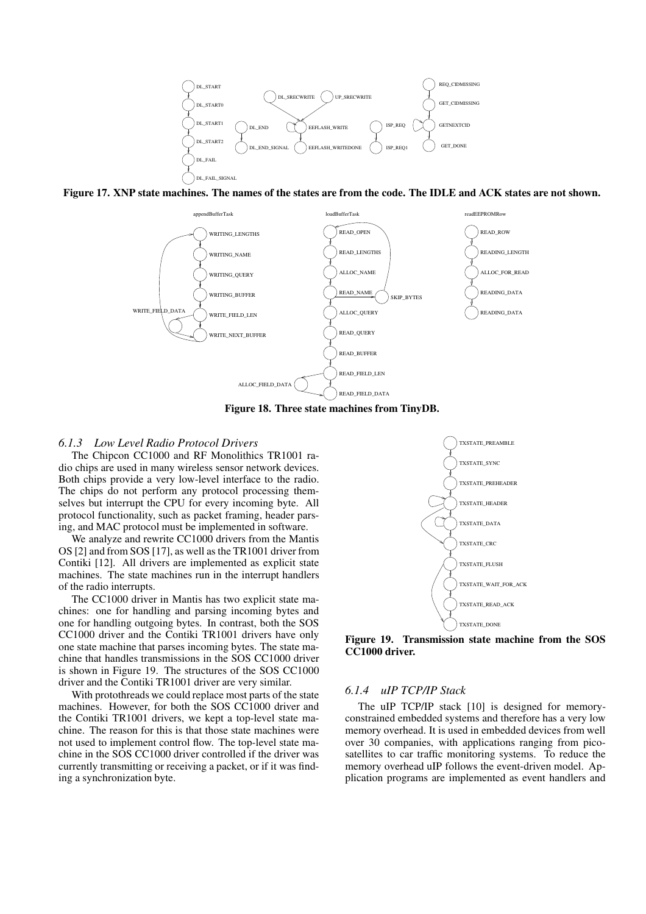Figure 17. XNP state machines. The names of the states are from the code. The IDLE and ACK states are not shown.

Figure 18. Three state machines from TinyDB.

### 6.1.3 Low Level Radio Protocol Drivers

The Chipcon CC1000 and RF Monolithics TR1001 radio chips are used in many wireless sensor network devices. Both chips provide a very low-level interface to the radio. The chips do not perform any protocol processing themselves but interrupt the CPU for every incoming byte. All protocol functionality, such as packet framing, header parsing, and MAC protocol must be implemented in software.

We analyze and rewrite CC1000 drivers from the Mantis OS [2] and from SOS [17], as well as the TR1001 driver from Contiki [12]. All drivers are implemented as explicit state machines. The state machines run in the interrupt handlers of the radio interrupts.

The CC1000 driver in Mantis has two explicit state machines: one for handling and parsing incoming bytes and one for handling outgoing bytes. In contrast, both the SOS CC1000 driver and the Contiki TR1001 drivers have only one state machine that parses incoming bytes. The state machine that handles transmissions in the SOS CC1000 driver is shown in Figure 19. The structures of the SOS CC1000 driver and the Contiki TR1001 driver are very similar.

With protothreads we could replace most parts of the state machines. However, for both the SOS CC1000 driver and the Contiki TR1001 drivers, we kept a top-level state machine. The reason for this is that those state machines were not used to implement control flow. The top-level state machine in the SOS CC1000 driver controlled if the driver was currently transmitting or receiving a packet, or if it was finding a synchronization byte.

Figure 19. Transmission state machine from the SOS CC1000 driver.

### 6.1.4 uIP TCP/IP Stack

The uIP TCP/IP stack [10] is designed for memory-constrained embedded systems and therefore has a very low memory overhead. It is used in embedded devices from well over 30 companies, with applications ranging from pico-satellites to car traffic monitoring systems. To reduce the memory overhead uIP follows the event-driven model. Application programs are implemented as event handlers and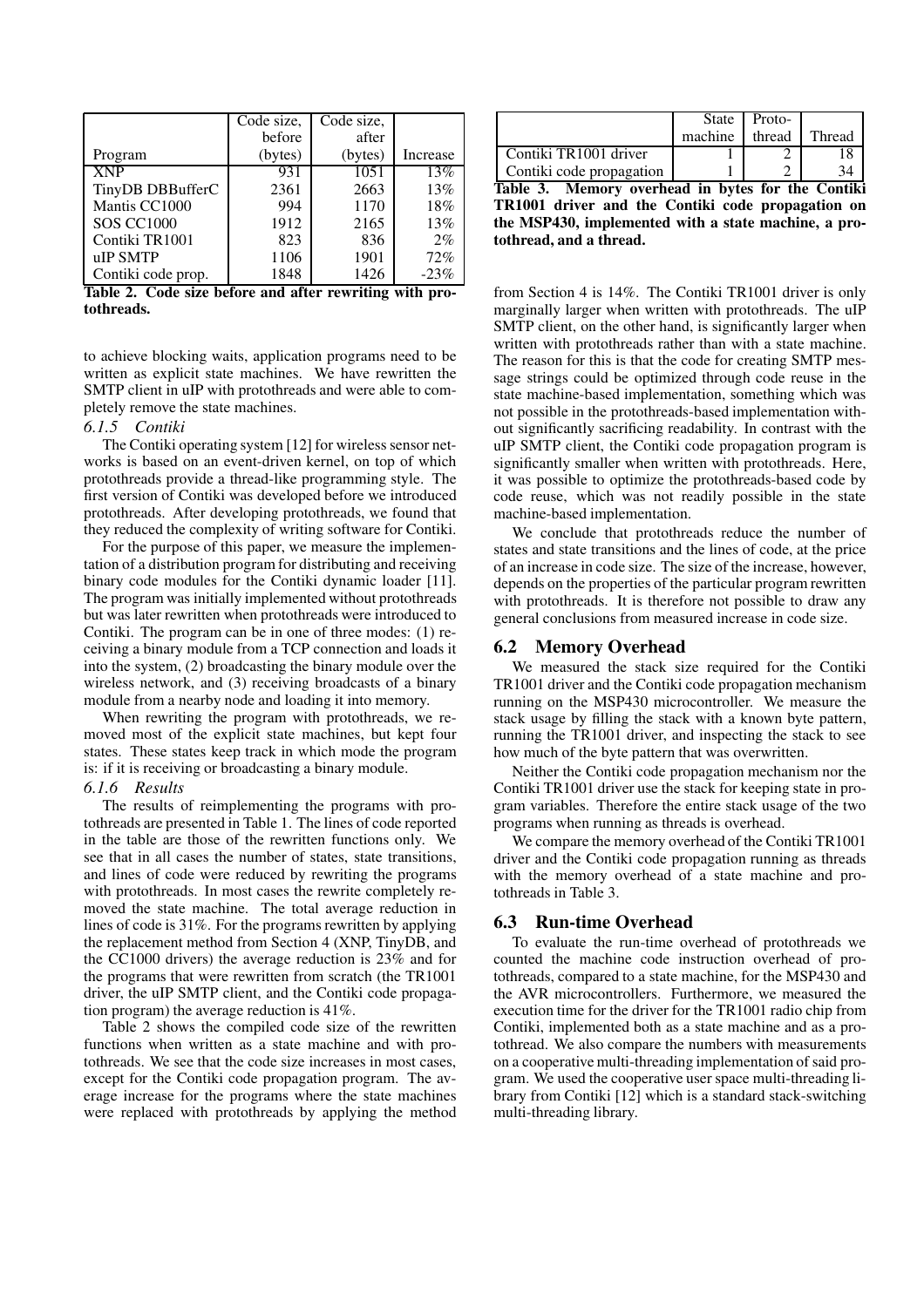| Program | Code size, before (bytes) | Code size, after (bytes) | Increase |
|---|---|---|---|
| XNP | 931 | 1051 | 13% |
| TinyDB DBBufferC | 2361 | 2663 | 13% |
| Mantis CC1000 | 994 | 1170 | 18% |
| SOS CC1000 | 1912 | 2165 | 13% |
| Contiki TR1001 | 823 | 836 | 2% |
| uIP SMTP | 1106 | 1901 | 72% |
| Contiki code prop. | 1848 | 1426 | -23% |

**Table 2. Code size before and after rewriting with protothreads.**

to achieve blocking waits, application programs need to be written as explicit state machines. We have rewritten the SMTP client in uIP with protothreads and were able to completely remove the state machines.

### *6.1.5 Contiki*

The Contiki operating system [12] for wireless sensor networks is based on an event-driven kernel, on top of which protothreads provide a thread-like programming style. The first version of Contiki was developed before we introduced protothreads. After developing protothreads, we found that they reduced the complexity of writing software for Contiki.

For the purpose of this paper, we measure the implementation of a distribution program for distributing and receiving binary code modules for the Contiki dynamic loader [11]. The program was initially implemented without protothreads but was later rewritten when protothreads were introduced to Contiki. The program can be in one of three modes: (1) receiving a binary module from a TCP connection and loads it into the system, (2) broadcasting the binary module over the wireless network, and (3) receiving broadcasts of a binary module from a nearby node and loading it into memory.

When rewriting the program with protothreads, we removed most of the explicit state machines, but kept four states. These states keep track in which mode the program is: if it is receiving or broadcasting a binary module.

### *6.1.6 Results*

The results of reimplementing the programs with protothreads are presented in Table 1. The lines of code reported in the table are those of the rewritten functions only. We see that in all cases the number of states, state transitions, and lines of code were reduced by rewriting the programs with protothreads. In most cases the rewrite completely removed the state machine. The total average reduction in lines of code is 31%. For the programs rewritten by applying the replacement method from Section 4 (XNP, TinyDB, and the CC1000 drivers) the average reduction is 23% and for the programs that were rewritten from scratch (the TR1001 driver, the uIP SMTP client, and the Contiki code propagation program) the average reduction is 41%.

Table 2 shows the compiled code size of the rewritten functions when written as a state machine and with protothreads. We see that the code size increases in most cases, except for the Contiki code propagation program. The average increase for the programs where the state machines were replaced with protothreads by applying the method from Section 4 is 14%. The Contiki TR1001 driver is only marginally larger when written with protothreads. The uIP SMTP client, on the other hand, is significantly larger when written with protothreads rather than with a state machine. The reason for this is that the code for creating SMTP message strings could be optimized through code reuse in the state machine-based implementation, something which was not possible in the protothreads-based implementation without significantly sacrificing readability. In contrast with the uIP SMTP client, the Contiki code propagation program is significantly smaller when written with protothreads. Here, it was possible to optimize the protothreads-based code by code reuse, which was not readily possible in the state machine-based implementation.

We conclude that protothreads reduce the number of states and state transitions and the lines of code, at the price of an increase in code size. The size of the increase, however, depends on the properties of the particular program rewritten with protothreads. It is therefore not possible to draw any general conclusions from measured increase in code size.

## 6.2 Memory Overhead

We measured the stack size required for the Contiki TR1001 driver and the Contiki code propagation mechanism running on the MSP430 microcontroller. We measure the stack usage by filling the stack with a known byte pattern, running the TR1001 driver, and inspecting the stack to see how much of the byte pattern that was overwritten.

Neither the Contiki code propagation mechanism nor the Contiki TR1001 driver use the stack for keeping state in program variables. Therefore the entire stack usage of the two programs when running as threads is overhead.

We compare the memory overhead of the Contiki TR1001 driver and the Contiki code propagation running as threads with the memory overhead of a state machine and protothreads in Table 3.

|  | State machine | Protothread | Thread |
|---|---|---|---|
| Contiki TR1001 driver | 1 | 2 | 18 |
| Contiki code propagation | 1 | 2 | 34 |

**Table 3. Memory overhead in bytes for the Contiki TR1001 driver and the Contiki code propagation on the MSP430, implemented with a state machine, a protothread, and a thread.**

## 6.3 Run-time Overhead

To evaluate the run-time overhead of protothreads we counted the machine code instruction overhead of protothreads, compared to a state machine, for the MSP430 and the AVR microcontrollers. Furthermore, we measured the execution time for the driver for the TR1001 radio chip from Contiki, implemented both as a state machine and as a protothread. We also compare the numbers with measurements on a cooperative multi-threading implementation of said program. We used the cooperative user space multi-threading library from Contiki [12] which is a standard stack-switching multi-threading library.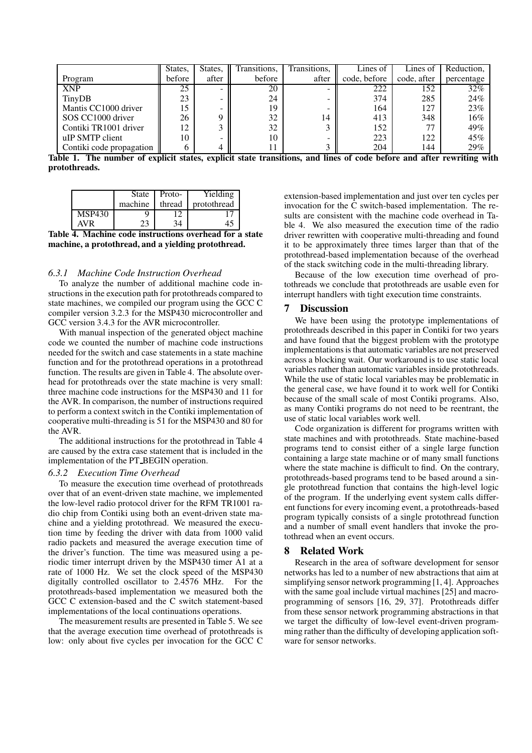| Program | States, before | States, after | Transitions, before | Transitions, after | Lines of code, before | Lines of code, after | Reduction, percentage |
|---|---|---|---|---|---|---|---|
| XNP | 25 | - | 20 | - | 222 | 152 | 32% |
| TinyDB | 23 | - | 24 | - | 374 | 285 | 24% |
| Mantis CC1000 driver | 15 | - | 19 | - | 164 | 127 | 23% |
| SOS CC1000 driver | 26 | 9 | 32 | 14 | 413 | 348 | 16% |
| Contiki TR1001 driver | 12 | 3 | 32 | 3 | 152 | 77 | 49% |
| uIP SMTP client | 10 | - | 10 | - | 223 | 122 | 45% |
| Contiki code propagation | 6 | 4 | 11 | 3 | 204 | 144 | 29% |

**Table 1. The number of explicit states, explicit state transitions, and lines of code before and after rewriting with protothreads.**

| | State machine | Proto-thread | Yielding protothread |
|---|---|---|---|
| MSP430 | 9 | 12 | 17 |
| AVR | 23 | 34 | 45 |

**Table 4. Machine code instructions overhead for a state machine, a protothread, and a yielding protothread.**

#### *6.3.1 Machine Code Instruction Overhead*

To analyze the number of additional machine code instructions in the execution path for protothreads compared to state machines, we compiled our program using the GCC C compiler version 3.2.3 for the MSP430 microcontroller and GCC version 3.4.3 for the AVR microcontroller.

With manual inspection of the generated object machine code we counted the number of machine code instructions needed for the switch and case statements in a state machine function and for the protothread operations in a protothread function. The results are given in Table 4. The absolute overhead for protothreads over the state machine is very small: three machine code instructions for the MSP430 and 11 for the AVR. In comparison, the number of instructions required to perform a context switch in the Contiki implementation of cooperative multi-threading is 51 for the MSP430 and 80 for the AVR.

The additional instructions for the protothread in Table 4 are caused by the extra case statement that is included in the implementation of the PT_BEGIN operation.

#### *6.3.2 Execution Time Overhead*

To measure the execution time overhead of protothreads over that of an event-driven state machine, we implemented the low-level radio protocol driver for the RFM TR1001 radio chip from Contiki using both an event-driven state machine and a yielding protothread. We measured the execution time by feeding the driver with data from 1000 valid radio packets and measured the average execution time of the driver's function. The time was measured using a periodic timer interrupt driven by the MSP430 timer A1 at a rate of 1000 Hz. We set the clock speed of the MSP430 digitally controlled oscillator to 2.4576 MHz. For the protothreads-based implementation we measured both the GCC C extension-based and the C switch statement-based implementations of the local continuations operations.

The measurement results are presented in Table 5. We see that the average execution time overhead of protothreads is low: only about five cycles per invocation for the GCC C extension-based implementation and just over ten cycles per invocation for the C switch-based implementation. The results are consistent with the machine code overhead in Table 4. We also measured the execution time of the radio driver rewritten with cooperative multi-threading and found it to be approximately three times larger than that of the protothread-based implementation because of the overhead of the stack switching code in the multi-threading library.

Because of the low execution time overhead of protothreads we conclude that protothreads are usable even for interrupt handlers with tight execution time constraints.

## 7 Discussion

We have been using the prototype implementations of protothreads described in this paper in Contiki for two years and have found that the biggest problem with the prototype implementations is that automatic variables are not preserved across a blocking wait. Our workaround is to use static local variables rather than automatic variables inside protothreads. While the use of static local variables may be problematic in the general case, we have found it to work well for Contiki because of the small scale of most Contiki programs. Also, as many Contiki programs do not need to be reentrant, the use of static local variables work well.

Code organization is different for programs written with state machines and with protothreads. State machine-based programs tend to consist either of a single large function containing a large state machine or of many small functions where the state machine is difficult to find. On the contrary, protothreads-based programs tend to be based around a single protothread function that contains the high-level logic of the program. If the underlying event system calls different functions for every incoming event, a protothreads-based program typically consists of a single protothread function and a number of small event handlers that invoke the protothread when an event occurs.

## 8 Related Work

Research in the area of software development for sensor networks has led to a number of new abstractions that aim at simplifying sensor network programming [1, 4]. Approaches with the same goal include virtual machines [25] and macroprogramming of sensors [16, 29, 37]. Protothreads differ from these sensor network programming abstractions in that we target the difficulty of low-level event-driven programming rather than the difficulty of developing application software for sensor networks.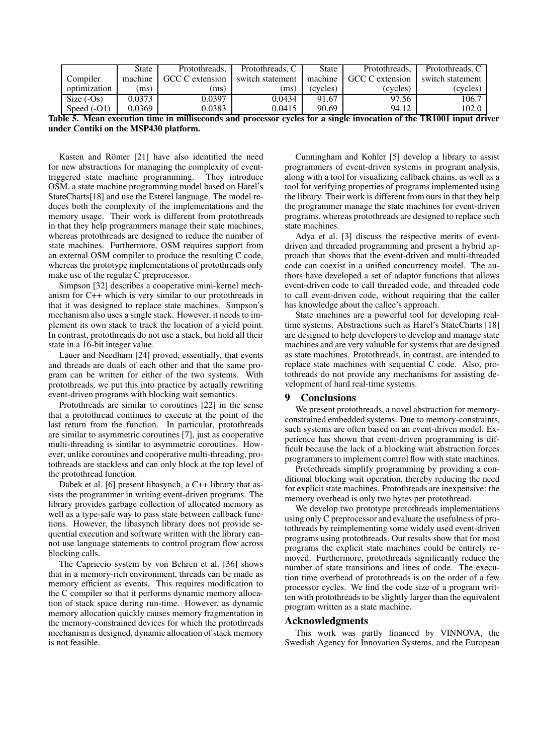| Compiler optimization | State machine (ms) | Protothreads, GCC C extension (ms) | Protothreads, C switch statement (ms) | State machine (cycles) | Protothreads, GCC C extension (cycles) | Protothreads, C switch statement (cycles) |
|---|---|---|---|---|---|---|
| Size (-Os) | 0.0373 | 0.0397 | 0.0434 | 91.67 | 97.56 | 106.7 |
| Speed (-O1) | 0.0369 | 0.0383 | 0.0415 | 90.69 | 94.12 | 102.0 |

**Table 5. Mean execution time in milliseconds and processor cycles for a single invocation of the TR1001 input driver under Contiki on the MSP430 platform.**

Kasten and Römer [21] have also identified the need for new abstractions for managing the complexity of event-triggered state machine programming. They introduce OSM, a state machine programming model based on Harel's StateCharts[18] and use the Esterel language. The model reduces both the complexity of the implementations and the memory usage. Their work is different from protothreads in that they help programmers manage their state machines, whereas protothreads are designed to reduce the number of state machines. Furthermore, OSM requires support from an external OSM compiler to produce the resulting C code, whereas the prototype implementations of protothreads only make use of the regular C preprocessor.

Simpson [32] describes a cooperative mini-kernel mechanism for C++ which is very similar to our protothreads in that it was designed to replace state machines. Simpson's mechanism also uses a single stack. However, it needs to implement its own stack to track the location of a yield point. In contrast, protothreads do not use a stack, but hold all their state in a 16-bit integer value.

Lauer and Needham [24] proved, essentially, that events and threads are duals of each other and that the same program can be written for either of the two systems. With protothreads, we put this into practice by actually rewriting event-driven programs with blocking wait semantics.

Protothreads are similar to coroutines [22] in the sense that a protothread continues to execute at the point of the last return from the function. In particular, protothreads are similar to asymmetric coroutines [7], just as cooperative multi-threading is similar to asymmetric coroutines. However, unlike coroutines and cooperative multi-threading, protothreads are stackless and can only block at the top level of the protothread function.

Dabek et al. [6] present libasynch, a C++ library that assists the programmer in writing event-driven programs. The library provides garbage collection of allocated memory as well as a type-safe way to pass state between callback functions. However, the libasynch library does not provide sequential execution and software written with the library cannot use language statements to control program flow across blocking calls.

The Capriccio system by von Behren et al. [36] shows that in a memory-rich environment, threads can be made as memory efficient as events. This requires modification to the C compiler so that it performs dynamic memory allocation of stack space during run-time. However, as dynamic memory allocation quickly causes memory fragmentation in the memory-constrained devices for which the protothreads mechanism is designed, dynamic allocation of stack memory is not feasible.

Cunningham and Kohler [5] develop a library to assist programmers of event-driven systems in program analysis, along with a tool for visualizing callback chains, as well as a tool for verifying properties of programs implemented using the library. Their work is different from ours in that they help the programmer manage the state machines for event-driven programs, whereas protothreads are designed to replace such state machines.

Adya et al. [3] discuss the respective merits of event-driven and threaded programming and present a hybrid approach that shows that the event-driven and multi-threaded code can coexist in a unified concurrency model. The authors have developed a set of adaptor functions that allows event-driven code to call threaded code, and threaded code to call event-driven code, without requiring that the caller has knowledge about the callee's approach.

State machines are a powerful tool for developing real-time systems. Abstractions such as Harel's StateCharts [18] are designed to help developers to develop and manage state machines and are very valuable for systems that are designed as state machines. Protothreads, in contrast, are intended to replace state machines with sequential C code. Also, protothreads do not provide any mechanisms for assisting development of hard real-time systems.

## 9 Conclusions

We present protothreads, a novel abstraction for memory-constrained embedded systems. Due to memory-constraints, such systems are often based on an event-driven model. Experience has shown that event-driven programming is difficult because the lack of a blocking wait abstraction forces programmers to implement control flow with state machines.

Protothreads simplify programming by providing a conditional blocking wait operation, thereby reducing the need for explicit state machines. Protothreads are inexpensive: the memory overhead is only two bytes per protothread.

We develop two prototype protothreads implementations using only C preprocessor and evaluate the usefulness of protothreads by reimplementing some widely used event-driven programs using protothreads. Our results show that for most programs the explicit state machines could be entirely removed. Furthermore, protothreads significantly reduce the number of state transitions and lines of code. The execution time overhead of protothreads is on the order of a few processor cycles. We find the code size of a program written with protothreads to be slightly larger than the equivalent program written as a state machine.

## Acknowledgments

This work was partly financed by VINNOVA, the Swedish Agency for Innovation Systems, and the European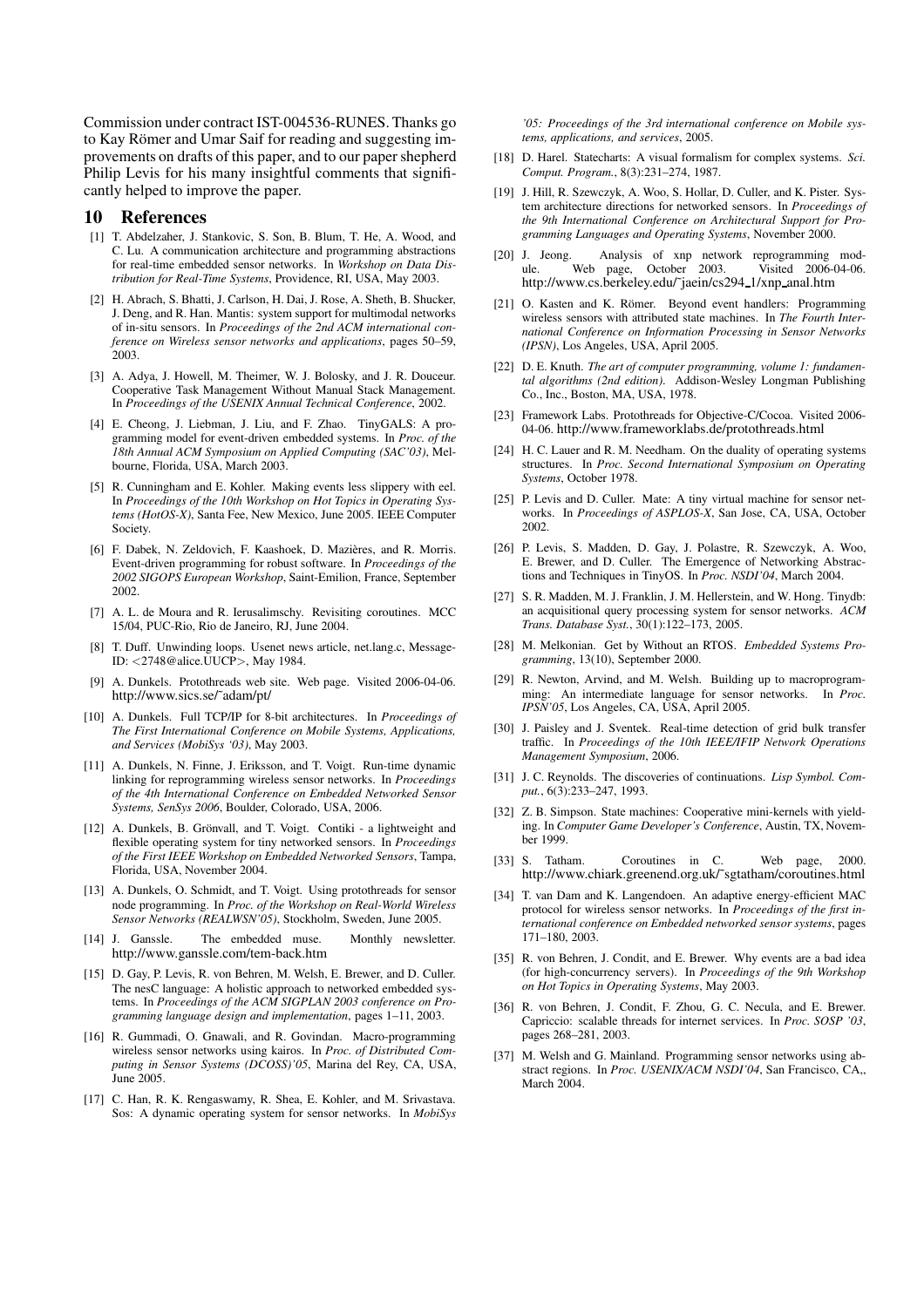Commission under contract IST-004536-RUNES. Thanks go to Kay Römer and Umar Saif for reading and suggesting improvements on drafts of this paper, and to our paper shepherd Philip Levis for his many insightful comments that significantly helped to improve the paper.

## 10 References

[1] T. Abdelzaher, J. Stankovic, S. Son, B. Blum, T. He, A. Wood, and C. Lu. A communication architecture and programming abstractions for real-time embedded sensor networks. In *Workshop on Data Distribution for Real-Time Systems*, Providence, RI, USA, May 2003.

[2] H. Abrach, S. Bhatti, J. Carlson, H. Dai, J. Rose, A. Sheth, B. Shucker, J. Deng, and R. Han. Mantis: system support for multimodal networks of in-situ sensors. In *Proceedings of the 2nd ACM international conference on Wireless sensor networks and applications*, pages 50–59, 2003.

[3] A. Adya, J. Howell, M. Theimer, W. J. Bolosky, and J. R. Douceur. Cooperative Task Management Without Manual Stack Management. In *Proceedings of the USENIX Annual Technical Conference*, 2002.

[4] E. Cheong, J. Liebman, J. Liu, and F. Zhao. TinyGALS: A programming model for event-driven embedded systems. In *Proc. of the 18th Annual ACM Symposium on Applied Computing (SAC'03)*, Melbourne, Florida, USA, March 2003.

[5] R. Cunningham and E. Kohler. Making events less slippery with eel. In *Proceedings of the 10th Workshop on Hot Topics in Operating Systems (HotOS-X)*, Santa Fee, New Mexico, June 2005. IEEE Computer Society.

[6] F. Dabek, N. Zeldovich, F. Kaashoek, D. Mazières, and R. Morris. Event-driven programming for robust software. In *Proceedings of the 2002 SIGOPS European Workshop*, Saint-Emilion, France, September 2002.

[7] A. L. de Moura and R. Ierusalimschy. Revisiting coroutines. MCC 15/04, PUC-Rio, Rio de Janeiro, RJ, June 2004.

[8] T. Duff. Unwinding loops. Usenet news article, net.lang.c, Message-ID: <2748@alice.UUCP>, May 1984.

[9] A. Dunkels. Protothreads web site. Web page. Visited 2006-04-06. http://www.sics.se/~adam/pt/

[10] A. Dunkels. Full TCP/IP for 8-bit architectures. In *Proceedings of The First International Conference on Mobile Systems, Applications, and Services (MobiSys '03)*, May 2003.

[11] A. Dunkels, N. Finne, J. Eriksson, and T. Voigt. Run-time dynamic linking for reprogramming wireless sensor networks. In *Proceedings of the 4th International Conference on Embedded Networked Sensor Systems, SenSys 2006*, Boulder, Colorado, USA, 2006.

[12] A. Dunkels, B. Grönvall, and T. Voigt. Contiki - a lightweight and flexible operating system for tiny networked sensors. In *Proceedings of the First IEEE Workshop on Embedded Networked Sensors*, Tampa, Florida, USA, November 2004.

[13] A. Dunkels, O. Schmidt, and T. Voigt. Using protothreads for sensor node programming. In *Proc. of the Workshop on Real-World Wireless Sensor Networks (REALWSN'05)*, Stockholm, Sweden, June 2005.

[14] J. Ganssle. The embedded muse. Monthly newsletter. http://www.ganssle.com/tem-back.htm

[15] D. Gay, P. Levis, R. von Behren, M. Welsh, E. Brewer, and D. Culler. The nesC language: A holistic approach to networked embedded systems. In *Proceedings of the ACM SIGPLAN 2003 conference on Programming language design and implementation*, pages 1–11, 2003.

[16] R. Gummadi, O. Gnawali, and R. Govindan. Macro-programming wireless sensor networks using kairos. In *Proc. of Distributed Computing in Sensor Systems (DCOSS)'05*, Marina del Rey, CA, USA, June 2005.

[17] C. Han, R. K. Rengaswamy, R. Shea, E. Kohler, and M. Srivastava. Sos: A dynamic operating system for sensor networks. In *MobiSys '05: Proceedings of the 3rd international conference on Mobile systems, applications, and services*, 2005.

[18] D. Harel. Statecharts: A visual formalism for complex systems. *Sci. Comput. Program.*, 8(3):231–274, 1987.

[19] J. Hill, R. Szewczyk, A. Woo, S. Hollar, D. Culler, and K. Pister. System architecture directions for networked sensors. In *Proceedings of the 9th International Conference on Architectural Support for Programming Languages and Operating Systems*, November 2000.

[20] J. Jeong. Analysis of xnp network reprogramming module. Web page, October 2003. Visited 2006-04-06. http://www.cs.berkeley.edu/~jaein/cs294_1/xnp_anal.htm

[21] O. Kasten and K. Römer. Beyond event handlers: Programming wireless sensors with attributed state machines. In *The Fourth International Conference on Information Processing in Sensor Networks (IPSN)*, Los Angeles, USA, April 2005.

[22] D. E. Knuth. *The art of computer programming, volume 1: fundamental algorithms (2nd edition)*. Addison-Wesley Longman Publishing Co., Inc., Boston, MA, USA, 1978.

[23] Framework Labs. Protothreads for Objective-C/Cocoa. Visited 2006-04-06. http://www.frameworklabs.de/protothreads.html

[24] H. C. Lauer and R. M. Needham. On the duality of operating systems structures. In *Proc. Second International Symposium on Operating Systems*, October 1978.

[25] P. Levis and D. Culler. Mate: A tiny virtual machine for sensor networks. In *Proceedings of ASPLOS-X*, San Jose, CA, USA, October 2002.

[26] P. Levis, S. Madden, D. Gay, J. Polastre, R. Szewczyk, A. Woo, E. Brewer, and D. Culler. The Emergence of Networking Abstractions and Techniques in TinyOS. In *Proc. NSDI'04*, March 2004.

[27] S. R. Madden, M. J. Franklin, J. M. Hellerstein, and W. Hong. Tinydb: an acquisitional query processing system for sensor networks. *ACM Trans. Database Syst.*, 30(1):122–173, 2005.

[28] M. Melkonian. Get by Without an RTOS. *Embedded Systems Programming*, 13(10), September 2000.

[29] R. Newton, Arvind, and M. Welsh. Building up to macroprogramming: An intermediate language for sensor networks. In *Proc. IPSN'05*, Los Angeles, CA, USA, April 2005.

[30] J. Paisley and J. Sventek. Real-time detection of grid bulk transfer traffic. In *Proceedings of the 10th IEEE/IFIP Network Operations Management Symposium*, 2006.

[31] J. C. Reynolds. The discoveries of continuations. *Lisp Symbol. Comput.*, 6(3):233–247, 1993.

[32] Z. B. Simpson. State machines: Cooperative mini-kernels with yielding. In *Computer Game Developer's Conference*, Austin, TX, November 1999.

[33] S. Tatham. Coroutines in C. Web page, 2000. http://www.chiark.greenend.org.uk/~sgtatham/coroutines.html

[34] T. van Dam and K. Langendoen. An adaptive energy-efficient MAC protocol for wireless sensor networks. In *Proceedings of the first international conference on Embedded networked sensor systems*, pages 171–180, 2003.

[35] R. von Behren, J. Condit, and E. Brewer. Why events are a bad idea (for high-concurrency servers). In *Proceedings of the 9th Workshop on Hot Topics in Operating Systems*, May 2003.

[36] R. von Behren, J. Condit, F. Zhou, G. C. Necula, and E. Brewer. Capriccio: scalable threads for internet services. In *Proc. SOSP '03*, pages 268–281, 2003.

[37] M. Welsh and G. Mainland. Programming sensor networks using abstract regions. In *Proc. USENIX/ACM NSDI'04*, San Francisco, CA,, March 2004.